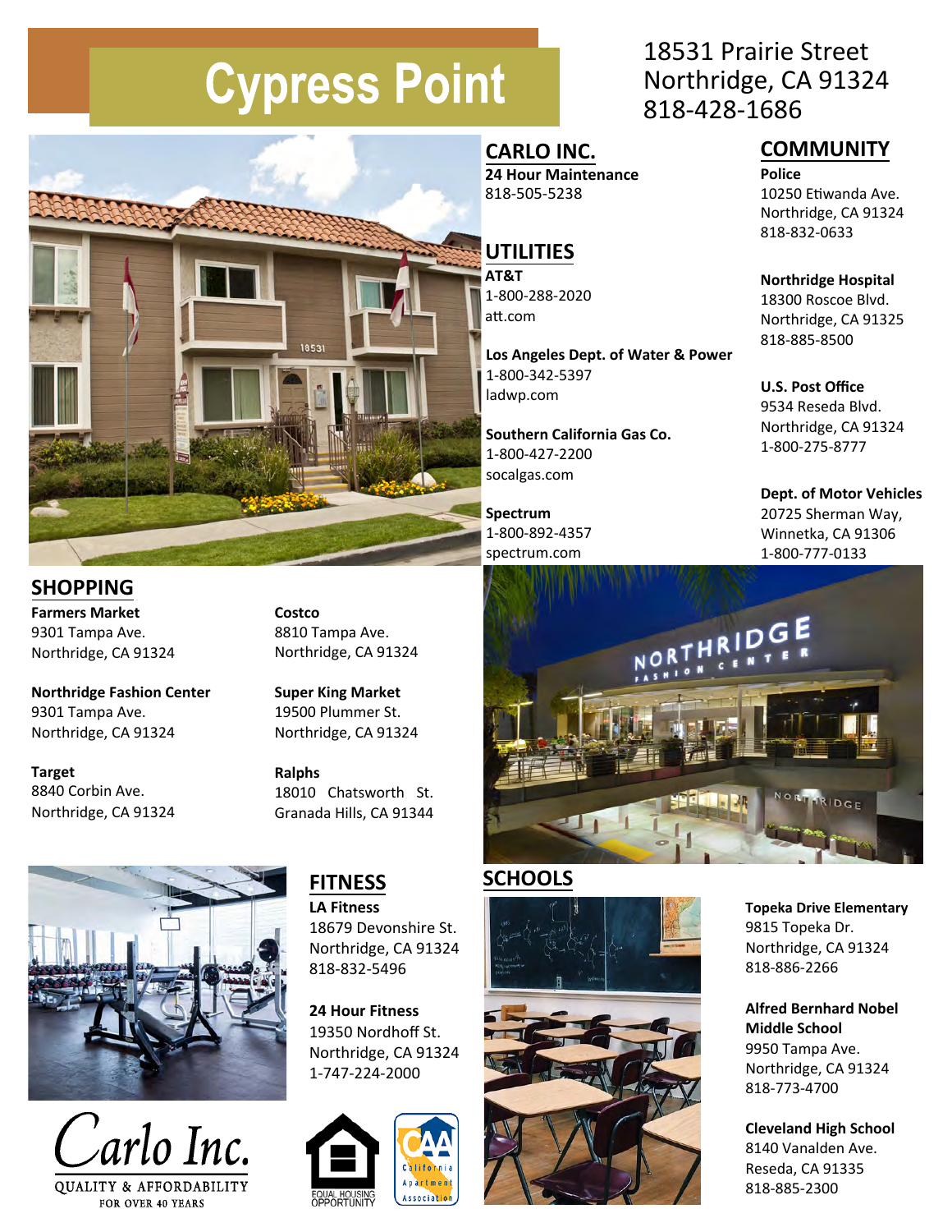# Cypress Point

18531 Prairie Street
Northridge, CA 91324
818-428-1686

## CARLO INC.

**24 Hour Maintenance**
818-505-5238

## UTILITIES

**AT&T**
1-800-288-2020
att.com

**Los Angeles Dept. of Water & Power**
1-800-342-5397
ladwp.com

**Southern California Gas Co.**
1-800-427-2200
socalgas.com

**Spectrum**
1-800-892-4357
spectrum.com

## COMMUNITY

**Police**
10250 Etiwanda Ave.
Northridge, CA 91324
818-832-0633

**Northridge Hospital**
18300 Roscoe Blvd.
Northridge, CA 91325
818-885-8500

**U.S. Post Office**
9534 Reseda Blvd.
Northridge, CA 91324
1-800-275-8777

**Dept. of Motor Vehicles**
20725 Sherman Way,
Winnetka, CA 91306
1-800-777-0133

## SHOPPING

**Farmers Market**
9301 Tampa Ave.
Northridge, CA 91324

**Northridge Fashion Center**
9301 Tampa Ave.
Northridge, CA 91324

**Target**
8840 Corbin Ave.
Northridge, CA 91324

**Costco**
8810 Tampa Ave.
Northridge, CA 91324

**Super King Market**
19500 Plummer St.
Northridge, CA 91324

**Ralphs**
18010 Chatsworth St.
Granada Hills, CA 91344

## FITNESS

**LA Fitness**
18679 Devonshire St.
Northridge, CA 91324
818-832-5496

**24 Hour Fitness**
19350 Nordhoff St.
Northridge, CA 91324
1-747-224-2000

## SCHOOLS

**Topeka Drive Elementary**
9815 Topeka Dr.
Northridge, CA 91324
818-886-2266

**Alfred Bernhard Nobel Middle School**
9950 Tampa Ave.
Northridge, CA 91324
818-773-4700

**Cleveland High School**
8140 Vanalden Ave.
Reseda, CA 91335
818-885-2300

Carlo Inc.
QUALITY & AFFORDABILITY
FOR OVER 40 YEARS

EQUAL HOUSING OPPORTUNITY

CAA California Apartment Association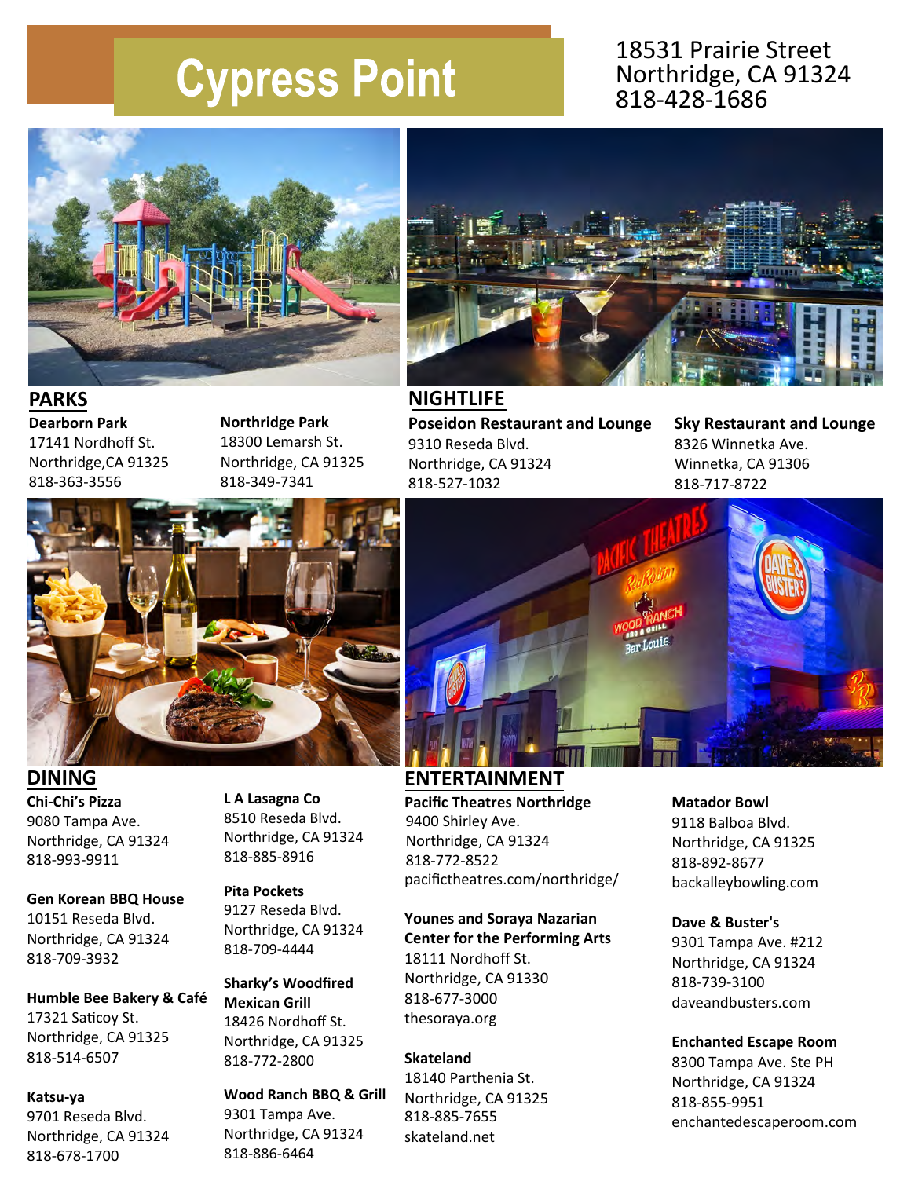# Cypress Point

18531 Prairie Street
Northridge, CA 91324
818-428-1686

## PARKS

**Dearborn Park**
17141 Nordhoff St.
Northridge,CA 91325
818-363-3556

**Northridge Park**
18300 Lemarsh St.
Northridge, CA 91325
818-349-7341

## NIGHTLIFE

**Poseidon Restaurant and Lounge**
9310 Reseda Blvd.
Northridge, CA 91324
818-527-1032

**Sky Restaurant and Lounge**
8326 Winnetka Ave.
Winnetka, CA 91306
818-717-8722

## DINING

**Chi-Chi's Pizza**
9080 Tampa Ave.
Northridge, CA 91324
818-993-9911

**Gen Korean BBQ House**
10151 Reseda Blvd.
Northridge, CA 91324
818-709-3932

**Humble Bee Bakery & Café**
17321 Saticoy St.
Northridge, CA 91325
818-514-6507

**Katsu-ya**
9701 Reseda Blvd.
Northridge, CA 91324
818-678-1700

**L A Lasagna Co**
8510 Reseda Blvd.
Northridge, CA 91324
818-885-8916

**Pita Pockets**
9127 Reseda Blvd.
Northridge, CA 91324
818-709-4444

**Sharky's Woodfired Mexican Grill**
18426 Nordhoff St.
Northridge, CA 91325
818-772-2800

**Wood Ranch BBQ & Grill**
9301 Tampa Ave.
Northridge, CA 91324
818-886-6464

## ENTERTAINMENT

**Pacific Theatres Northridge**
9400 Shirley Ave.
Northridge, CA 91324
818-772-8522
pacifictheatres.com/northridge/

**Younes and Soraya Nazarian Center for the Performing Arts**
18111 Nordhoff St.
Northridge, CA 91330
818-677-3000
thesoraya.org

**Skateland**
18140 Parthenia St.
Northridge, CA 91325
818-885-7655
skateland.net

**Matador Bowl**
9118 Balboa Blvd.
Northridge, CA 91325
818-892-8677
backalleybowling.com

**Dave & Buster's**
9301 Tampa Ave. #212
Northridge, CA 91324
818-739-3100
daveandbusters.com

**Enchanted Escape Room**
8300 Tampa Ave. Ste PH
Northridge, CA 91324
818-855-9951
enchantedescaperoom.com